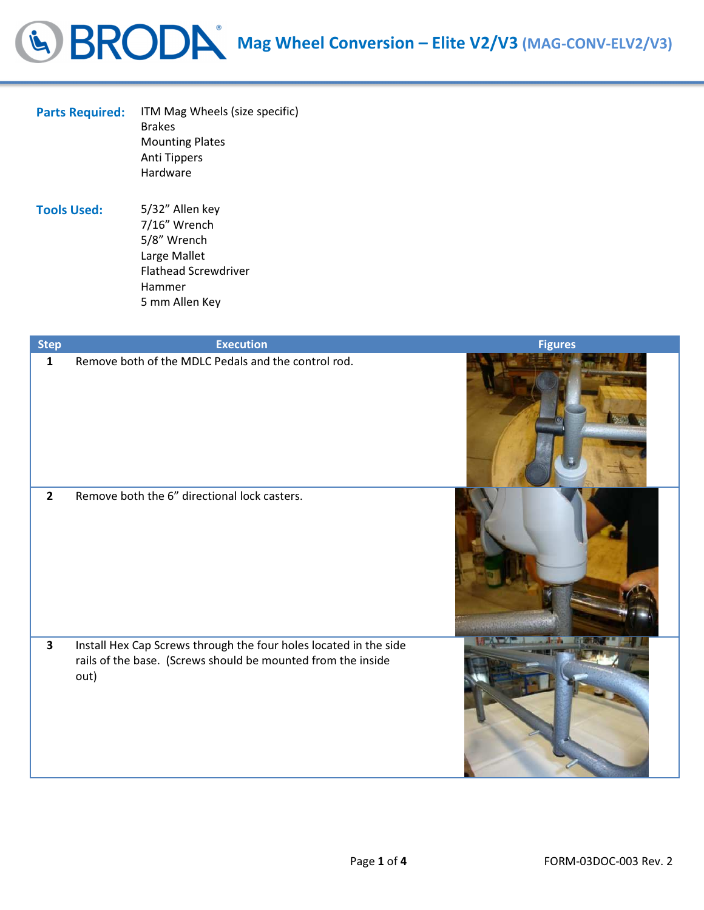# Mag Wheel Conversion – Elite V2/V3 (MAG-CONV-ELV2/V3)

**Parts Required:**

- ITM Mag Wheels (size specific)
- Brakes
- Mounting Plates
- Anti Tippers
- Hardware

**Tools Used:**

- 5/32" Allen key
- 7/16" Wrench
- 5/8" Wrench
- Large Mallet
- Flathead Screwdriver
- Hammer
- 5 mm Allen Key

| Step | Execution | Figures |
| --- | --- | --- |
| 1 | Remove both of the MDLC Pedals and the control rod. | |
| 2 | Remove both the 6" directional lock casters. | |
| 3 | Install Hex Cap Screws through the four holes located in the side rails of the base. (Screws should be mounted from the inside out) | |

FORM-03DOC-003 Rev. 2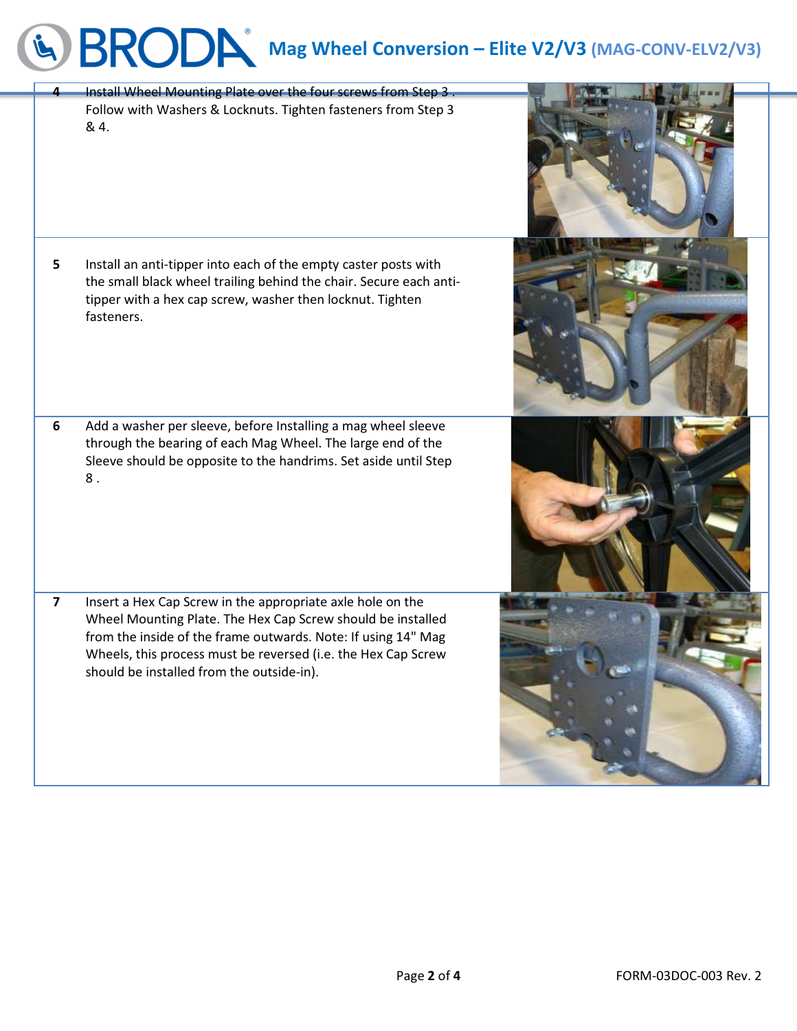| | | |
|---|---|---|
| 4 | Install Wheel Mounting Plate over the four screws from Step 3 . Follow with Washers & Locknuts. Tighten fasteners from Step 3 & 4. | |
| 5 | Install an anti-tipper into each of the empty caster posts with the small black wheel trailing behind the chair. Secure each anti-tipper with a hex cap screw, washer then locknut. Tighten fasteners. | |
| 6 | Add a washer per sleeve, before Installing a mag wheel sleeve through the bearing of each Mag Wheel. The large end of the Sleeve should be opposite to the handrims. Set aside until Step 8 . | |
| 7 | Insert a Hex Cap Screw in the appropriate axle hole on the Wheel Mounting Plate. The Hex Cap Screw should be installed from the inside of the frame outwards. Note: If using 14" Mag Wheels, this process must be reversed (i.e. the Hex Cap Screw should be installed from the outside-in). | |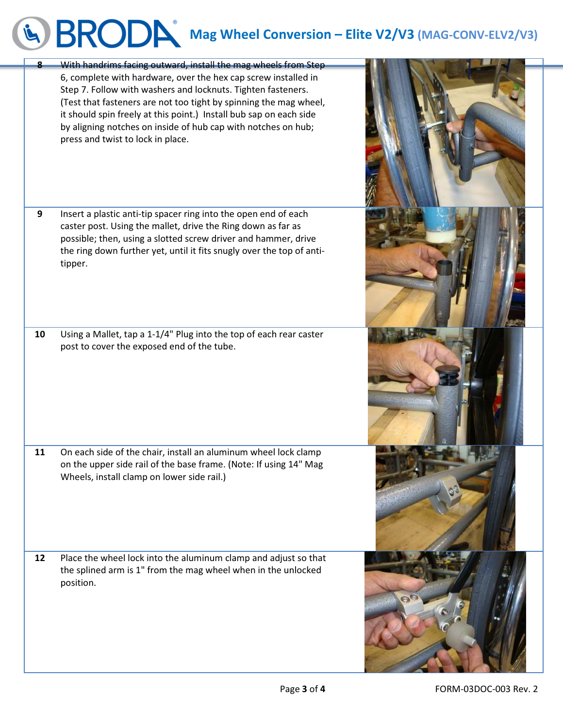| Step | Instructions |
|---|---|
| 8 | With handrims facing outward, install the mag wheels from Step 6, complete with hardware, over the hex cap screw installed in Step 7. Follow with washers and locknuts. Tighten fasteners. (Test that fasteners are not too tight by spinning the mag wheel, it should spin freely at this point.) Install bub sap on each side by aligning notches on inside of hub cap with notches on hub; press and twist to lock in place. |
| 9 | Insert a plastic anti-tip spacer ring into the open end of each caster post. Using the mallet, drive the Ring down as far as possible; then, using a slotted screw driver and hammer, drive the ring down further yet, until it fits snugly over the top of anti-tipper. |
| 10 | Using a Mallet, tap a 1-1/4" Plug into the top of each rear caster post to cover the exposed end of the tube. |
| 11 | On each side of the chair, install an aluminum wheel lock clamp on the upper side rail of the base frame. (Note: If using 14" Mag Wheels, install clamp on lower side rail.) |
| 12 | Place the wheel lock into the aluminum clamp and adjust so that the splined arm is 1" from the mag wheel when in the unlocked position. |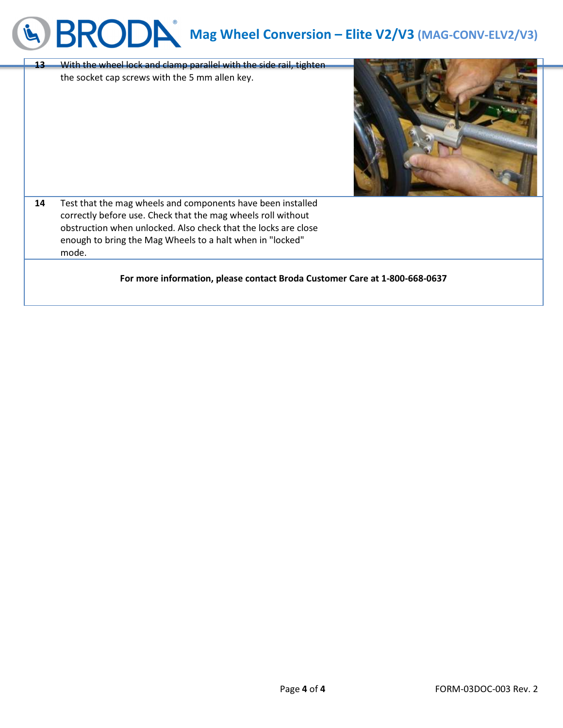| | |
|---|---|
| **13** | With the wheel lock and clamp parallel with the side rail, tighten the socket cap screws with the 5 mm allen key. |
| **14** | Test that the mag wheels and components have been installed correctly before use. Check that the mag wheels roll without obstruction when unlocked. Also check that the locks are close enough to bring the Mag Wheels to a halt when in "locked" mode. |

**For more information, please contact Broda Customer Care at 1-800-668-0637**